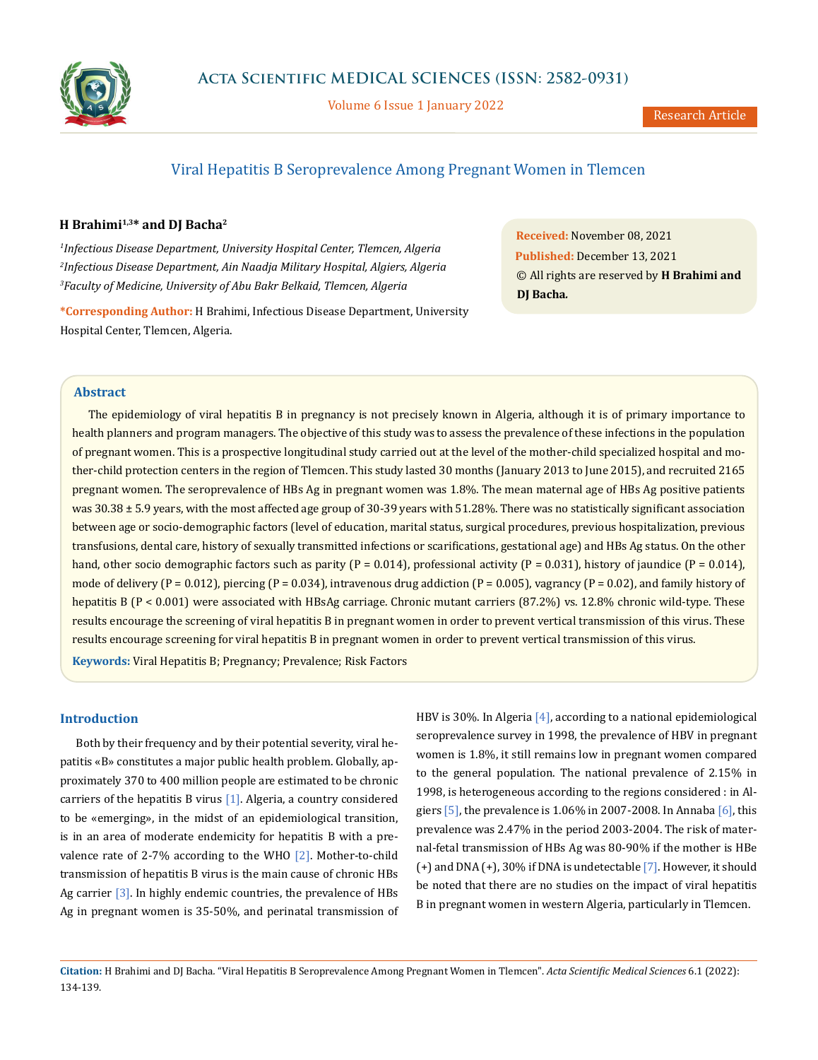# Viral Hepatitis B Seroprevalence Among Pregnant Women in Tlemcen

**H Brahimi[1,3]* and DJ Bacha[2]**

[1]*Infectious Disease Department, University Hospital Center, Tlemcen, Algeria*
[2]*Infectious Disease Department, Ain Naadja Military Hospital, Algiers, Algeria*
[3]*Faculty of Medicine, University of Abu Bakr Belkaid, Tlemcen, Algeria*

***Corresponding Author:** H Brahimi, Infectious Disease Department, University Hospital Center, Tlemcen, Algeria.

**Received:** November 08, 2021
**Published:** December 13, 2021
© All rights are reserved by **H Brahimi and DJ Bacha.**

## Abstract

The epidemiology of viral hepatitis B in pregnancy is not precisely known in Algeria, although it is of primary importance to health planners and program managers. The objective of this study was to assess the prevalence of these infections in the population of pregnant women. This is a prospective longitudinal study carried out at the level of the mother-child specialized hospital and mother-child protection centers in the region of Tlemcen. This study lasted 30 months (January 2013 to June 2015), and recruited 2165 pregnant women. The seroprevalence of HBs Ag in pregnant women was 1.8%. The mean maternal age of HBs Ag positive patients was 30.38 ± 5.9 years, with the most affected age group of 30-39 years with 51.28%. There was no statistically significant association between age or socio-demographic factors (level of education, marital status, surgical procedures, previous hospitalization, previous transfusions, dental care, history of sexually transmitted infections or scarifications, gestational age) and HBs Ag status. On the other hand, other socio demographic factors such as parity (P = 0.014), professional activity (P = 0.031), history of jaundice (P = 0.014), mode of delivery (P = 0.012), piercing (P = 0.034), intravenous drug addiction (P = 0.005), vagrancy (P = 0.02), and family history of hepatitis B (P < 0.001) were associated with HBsAg carriage. Chronic mutant carriers (87.2%) vs. 12.8% chronic wild-type. These results encourage the screening of viral hepatitis B in pregnant women in order to prevent vertical transmission of this virus. These results encourage screening for viral hepatitis B in pregnant women in order to prevent vertical transmission of this virus.

**Keywords:** Viral Hepatitis B; Pregnancy; Prevalence; Risk Factors

## Introduction

Both by their frequency and by their potential severity, viral hepatitis «B» constitutes a major public health problem. Globally, approximately 370 to 400 million people are estimated to be chronic carriers of the hepatitis B virus [1]. Algeria, a country considered to be «emerging», in the midst of an epidemiological transition, is in an area of moderate endemicity for hepatitis B with a prevalence rate of 2-7% according to the WHO [2]. Mother-to-child transmission of hepatitis B virus is the main cause of chronic HBs Ag carrier [3]. In highly endemic countries, the prevalence of HBs Ag in pregnant women is 35-50%, and perinatal transmission of HBV is 30%. In Algeria [4], according to a national epidemiological seroprevalence survey in 1998, the prevalence of HBV in pregnant women is 1.8%, it still remains low in pregnant women compared to the general population. The national prevalence of 2.15% in 1998, is heterogeneous according to the regions considered : in Algiers [5], the prevalence is 1.06% in 2007-2008. In Annaba [6], this prevalence was 2.47% in the period 2003-2004. The risk of maternal-fetal transmission of HBs Ag was 80-90% if the mother is HBe (+) and DNA (+), 30% if DNA is undetectable [7]. However, it should be noted that there are no studies on the impact of viral hepatitis B in pregnant women in western Algeria, particularly in Tlemcen.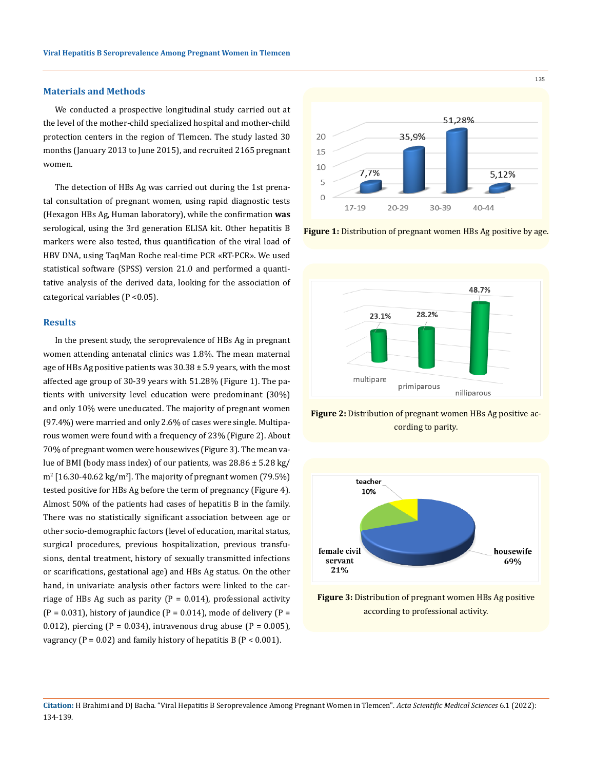## Materials and Methods

We conducted a prospective longitudinal study carried out at the level of the mother-child specialized hospital and mother-child protection centers in the region of Tlemcen. The study lasted 30 months (January 2013 to June 2015), and recruited 2165 pregnant women.

The detection of HBs Ag was carried out during the 1st prenatal consultation of pregnant women, using rapid diagnostic tests (Hexagon HBs Ag, Human laboratory), while the confirmation **was** serological, using the 3rd generation ELISA kit. Other hepatitis B markers were also tested, thus quantification of the viral load of HBV DNA, using TaqMan Roche real-time PCR «RT-PCR». We used statistical software (SPSS) version 21.0 and performed a quantitative analysis of the derived data, looking for the association of categorical variables ($P < 0.05$).

## Results

In the present study, the seroprevalence of HBs Ag in pregnant women attending antenatal clinics was 1.8%. The mean maternal age of HBs Ag positive patients was 30.38 ± 5.9 years, with the most affected age group of 30-39 years with 51.28% (Figure 1). The patients with university level education were predominant (30%) and only 10% were uneducated. The majority of pregnant women (97.4%) were married and only 2.6% of cases were single. Multiparous women were found with a frequency of 23% (Figure 2). About 70% of pregnant women were housewives (Figure 3). The mean value of BMI (body mass index) of our patients, was 28.86 ± 5.28 kg/m$^2$ [16.30-40.62 kg/m$^2$]. The majority of pregnant women (79.5%) tested positive for HBs Ag before the term of pregnancy (Figure 4). Almost 50% of the patients had cases of hepatitis B in the family. There was no statistically significant association between age or other socio-demographic factors (level of education, marital status, surgical procedures, previous hospitalization, previous transfusions, dental treatment, history of sexually transmitted infections or scarifications, gestational age) and HBs Ag status. On the other hand, in univariate analysis other factors were linked to the carriage of HBs Ag such as parity ($P = 0.014$), professional activity ($P = 0.031$), history of jaundice ($P = 0.014$), mode of delivery ($P = 0.012$), piercing ($P = 0.034$), intravenous drug abuse ($P = 0.005$), vagrancy ($P = 0.02$) and family history of hepatitis B ($P < 0.001$).

**Figure 1:** Distribution of pregnant women HBs Ag positive by age.

**Figure 2:** Distribution of pregnant women HBs Ag positive according to parity.

**Figure 3:** Distribution of pregnant women HBs Ag positive according to professional activity.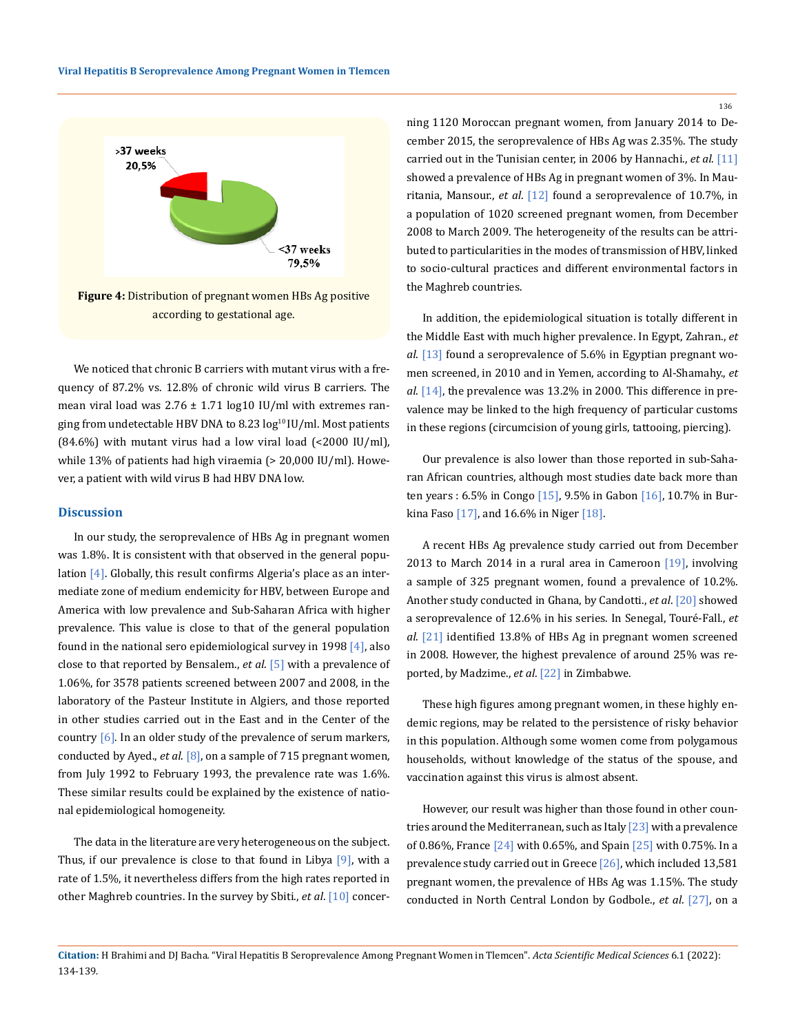**Figure 4:** Distribution of pregnant women HBs Ag positive according to gestational age.

We noticed that chronic B carriers with mutant virus with a frequency of 87.2% vs. 12.8% of chronic wild virus B carriers. The mean viral load was 2.76 ± 1.71 log10 IU/ml with extremes ranging from undetectable HBV DNA to 8.23 $\log^{10}$ IU/ml. Most patients (84.6%) with mutant virus had a low viral load (<2000 IU/ml), while 13% of patients had high viraemia (> 20,000 IU/ml). However, a patient with wild virus B had HBV DNA low.

## Discussion

In our study, the seroprevalence of HBs Ag in pregnant women was 1.8%. It is consistent with that observed in the general population [4]. Globally, this result confirms Algeria's place as an intermediate zone of medium endemicity for HBV, between Europe and America with low prevalence and Sub-Saharan Africa with higher prevalence. This value is close to that of the general population found in the national sero epidemiological survey in 1998 [4], also close to that reported by Bensalem., *et al.* [5] with a prevalence of 1.06%, for 3578 patients screened between 2007 and 2008, in the laboratory of the Pasteur Institute in Algiers, and those reported in other studies carried out in the East and in the Center of the country [6]. In an older study of the prevalence of serum markers, conducted by Ayed., *et al.* [8], on a sample of 715 pregnant women, from July 1992 to February 1993, the prevalence rate was 1.6%. These similar results could be explained by the existence of national epidemiological homogeneity.

The data in the literature are very heterogeneous on the subject. Thus, if our prevalence is close to that found in Libya [9], with a rate of 1.5%, it nevertheless differs from the high rates reported in other Maghreb countries. In the survey by Sbiti., *et al.* [10] concerning 1120 Moroccan pregnant women, from January 2014 to December 2015, the seroprevalence of HBs Ag was 2.35%. The study carried out in the Tunisian center, in 2006 by Hannachi., *et al.* [11] showed a prevalence of HBs Ag in pregnant women of 3%. In Mauritania, Mansour., *et al.* [12] found a seroprevalence of 10.7%, in a population of 1020 screened pregnant women, from December 2008 to March 2009. The heterogeneity of the results can be attributed to particularities in the modes of transmission of HBV, linked to socio-cultural practices and different environmental factors in the Maghreb countries.

In addition, the epidemiological situation is totally different in the Middle East with much higher prevalence. In Egypt, Zahran., *et al.* [13] found a seroprevalence of 5.6% in Egyptian pregnant women screened, in 2010 and in Yemen, according to Al-Shamahy., *et al.* [14], the prevalence was 13.2% in 2000. This difference in prevalence may be linked to the high frequency of particular customs in these regions (circumcision of young girls, tattooing, piercing).

Our prevalence is also lower than those reported in sub-Saharan African countries, although most studies date back more than ten years : 6.5% in Congo [15], 9.5% in Gabon [16], 10.7% in Burkina Faso [17], and 16.6% in Niger [18].

A recent HBs Ag prevalence study carried out from December 2013 to March 2014 in a rural area in Cameroon [19], involving a sample of 325 pregnant women, found a prevalence of 10.2%. Another study conducted in Ghana, by Candotti., *et al.* [20] showed a seroprevalence of 12.6% in his series. In Senegal, Touré-Fall., *et al.* [21] identified 13.8% of HBs Ag in pregnant women screened in 2008. However, the highest prevalence of around 25% was reported, by Madzime., *et al.* [22] in Zimbabwe.

These high figures among pregnant women, in these highly endemic regions, may be related to the persistence of risky behavior in this population. Although some women come from polygamous households, without knowledge of the status of the spouse, and vaccination against this virus is almost absent.

However, our result was higher than those found in other countries around the Mediterranean, such as Italy [23] with a prevalence of 0.86%, France [24] with 0.65%, and Spain [25] with 0.75%. In a prevalence study carried out in Greece [26], which included 13,581 pregnant women, the prevalence of HBs Ag was 1.15%. The study conducted in North Central London by Godbole., *et al.* [27], on a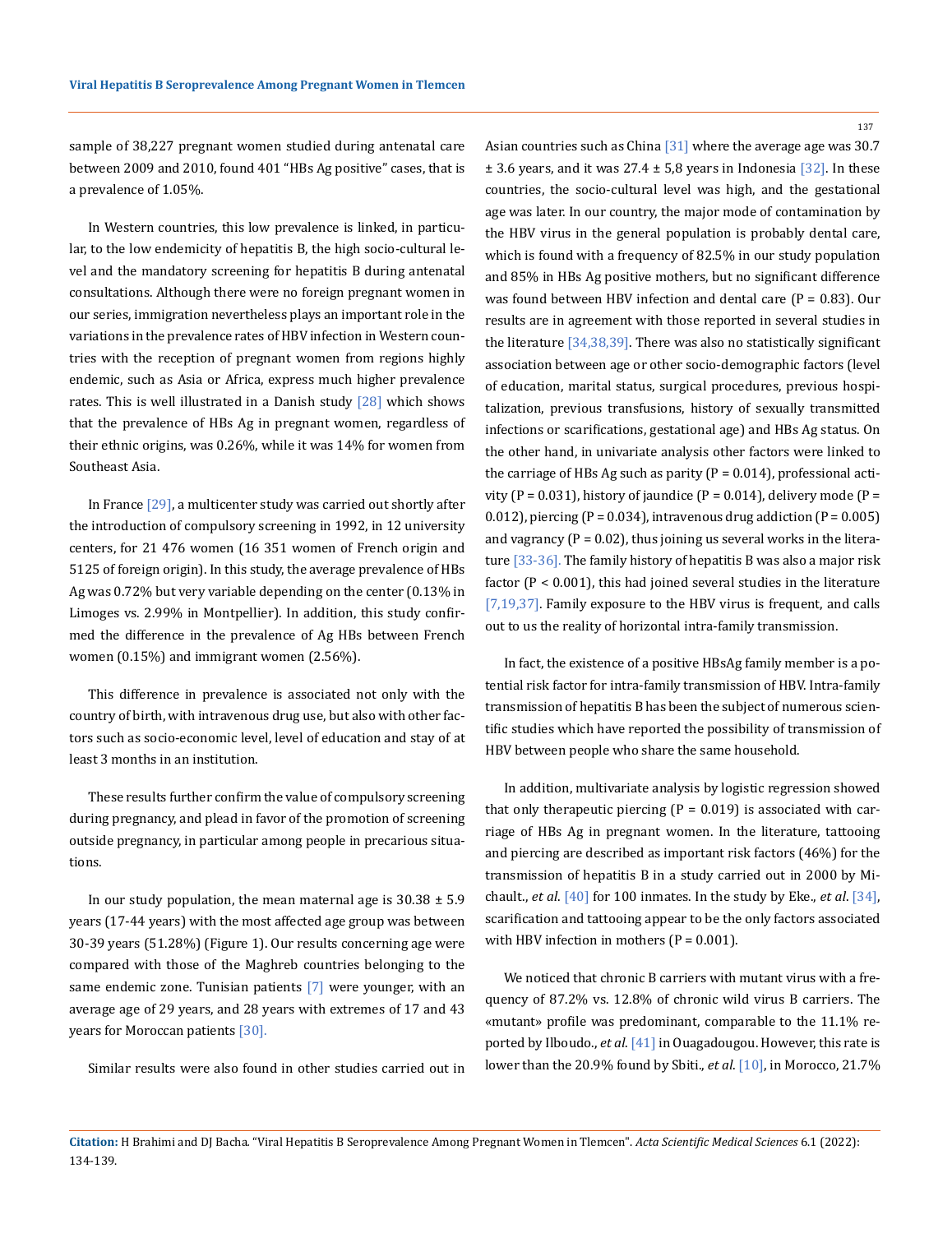sample of 38,227 pregnant women studied during antenatal care between 2009 and 2010, found 401 "HBs Ag positive" cases, that is a prevalence of 1.05%.

In Western countries, this low prevalence is linked, in particular, to the low endemicity of hepatitis B, the high socio-cultural level and the mandatory screening for hepatitis B during antenatal consultations. Although there were no foreign pregnant women in our series, immigration nevertheless plays an important role in the variations in the prevalence rates of HBV infection in Western countries with the reception of pregnant women from regions highly endemic, such as Asia or Africa, express much higher prevalence rates. This is well illustrated in a Danish study [28] which shows that the prevalence of HBs Ag in pregnant women, regardless of their ethnic origins, was 0.26%, while it was 14% for women from Southeast Asia.

In France [29], a multicenter study was carried out shortly after the introduction of compulsory screening in 1992, in 12 university centers, for 21 476 women (16 351 women of French origin and 5125 of foreign origin). In this study, the average prevalence of HBs Ag was 0.72% but very variable depending on the center (0.13% in Limoges vs. 2.99% in Montpellier). In addition, this study confirmed the difference in the prevalence of Ag HBs between French women (0.15%) and immigrant women (2.56%).

This difference in prevalence is associated not only with the country of birth, with intravenous drug use, but also with other factors such as socio-economic level, level of education and stay of at least 3 months in an institution.

These results further confirm the value of compulsory screening during pregnancy, and plead in favor of the promotion of screening outside pregnancy, in particular among people in precarious situations.

In our study population, the mean maternal age is 30.38 ± 5.9 years (17-44 years) with the most affected age group was between 30-39 years (51.28%) (Figure 1). Our results concerning age were compared with those of the Maghreb countries belonging to the same endemic zone. Tunisian patients [7] were younger, with an average age of 29 years, and 28 years with extremes of 17 and 43 years for Moroccan patients [30].

Similar results were also found in other studies carried out in Asian countries such as China [31] where the average age was 30.7 ± 3.6 years, and it was 27.4 ± 5,8 years in Indonesia [32]. In these countries, the socio-cultural level was high, and the gestational age was later. In our country, the major mode of contamination by the HBV virus in the general population is probably dental care, which is found with a frequency of 82.5% in our study population and 85% in HBs Ag positive mothers, but no significant difference was found between HBV infection and dental care (P = 0.83). Our results are in agreement with those reported in several studies in the literature [34,38,39]. There was also no statistically significant association between age or other socio-demographic factors (level of education, marital status, surgical procedures, previous hospitalization, previous transfusions, history of sexually transmitted infections or scarifications, gestational age) and HBs Ag status. On the other hand, in univariate analysis other factors were linked to the carriage of HBs Ag such as parity (P = 0.014), professional activity (P = 0.031), history of jaundice (P = 0.014), delivery mode (P = 0.012), piercing (P = 0.034), intravenous drug addiction (P = 0.005) and vagrancy (P = 0.02), thus joining us several works in the literature [33-36]. The family history of hepatitis B was also a major risk factor (P < 0.001), this had joined several studies in the literature [7,19,37]. Family exposure to the HBV virus is frequent, and calls out to us the reality of horizontal intra-family transmission.

In fact, the existence of a positive HBsAg family member is a potential risk factor for intra-family transmission of HBV. Intra-family transmission of hepatitis B has been the subject of numerous scientific studies which have reported the possibility of transmission of HBV between people who share the same household.

In addition, multivariate analysis by logistic regression showed that only therapeutic piercing (P = 0.019) is associated with carriage of HBs Ag in pregnant women. In the literature, tattooing and piercing are described as important risk factors (46%) for the transmission of hepatitis B in a study carried out in 2000 by Michault., *et al*. [40] for 100 inmates. In the study by Eke., *et al*. [34], scarification and tattooing appear to be the only factors associated with HBV infection in mothers (P = 0.001).

We noticed that chronic B carriers with mutant virus with a frequency of 87.2% vs. 12.8% of chronic wild virus B carriers. The «mutant» profile was predominant, comparable to the 11.1% reported by Ilboudo., *et al*. [41] in Ouagadougou. However, this rate is lower than the 20.9% found by Sbiti., *et al*. [10], in Morocco, 21.7%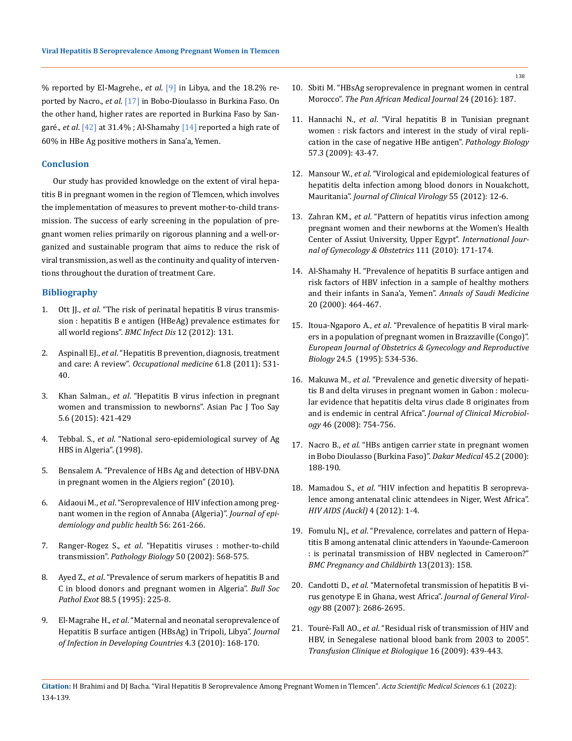% reported by El-Magrehe., *et al*. [9] in Libya, and the 18.2% reported by Nacro., *et al*. [17] in Bobo-Dioulasso in Burkina Faso. On the other hand, higher rates are reported in Burkina Faso by Sangaré., *et al*. [42] at 31.4% ; Al-Shamahy [14] reported a high rate of 60% in HBe Ag positive mothers in Sana'a, Yemen.

## Conclusion

Our study has provided knowledge on the extent of viral hepatitis B in pregnant women in the region of Tlemcen, which involves the implementation of measures to prevent mother-to-child transmission. The success of early screening in the population of pregnant women relies primarily on rigorous planning and a well-organized and sustainable program that aims to reduce the risk of viral transmission, as well as the continuity and quality of interventions throughout the duration of treatment Care.

## Bibliography

1. Ott JJ., *et al*. "The risk of perinatal hepatitis B virus transmission : hepatitis B e antigen (HBeAg) prevalence estimates for all world regions". *BMC Infect Dis* 12 (2012): 131.
2. Aspinall EJ., *et al*. "Hepatitis B prevention, diagnosis, treatment and care: A review". *Occupational medicine* 61.8 (2011): 531-40.
3. Khan Salman., *et al*. "Hepatitis B virus infection in pregnant women and transmission to newborns". Asian Pac J Too Say 5.6 (2015): 421-429
4. Tebbal. S., *et al*. "National sero-epidemiological survey of Ag HBS in Algeria". (1998).
5. Bensalem A. "Prevalence of HBs Ag and detection of HBV-DNA in pregnant women in the Algiers region" (2010).
6. Aidaoui M., *et al*. "Seroprevalence of HIV infection among pregnant women in the region of Annaba (Algeria)". *Journal of epidemiology and public health* 56: 261-266.
7. Ranger-Rogez S., *et al*. "Hepatitis viruses : mother-to-child transmission". *Pathology Biology* 50 (2002): 568-575.
8. Ayed Z., *et al*. "Prevalence of serum markers of hepatitis B and C in blood donors and pregnant women in Algeria". *Bull Soc Pathol Exot* 88.5 (1995): 225-8.
9. El-Magrahe H., *et al*. "Maternal and neonatal seroprevalence of Hepatitis B surface antigen (HBsAg) in Tripoli, Libya". *Journal of Infection in Developing Countries* 4.3 (2010): 168-170.
10. Sbiti M. "HBsAg seroprevalence in pregnant women in central Morocco". *The Pan African Medical Journal* 24 (2016): 187.
11. Hannachi N., *et al*. "Viral hepatitis B in Tunisian pregnant women : risk factors and interest in the study of viral replication in the case of negative HBe antigen". *Pathology Biology* 57.3 (2009): 43-47.
12. Mansour W., *et al*. "Virological and epidemiological features of hepatitis delta infection among blood donors in Nouakchott, Mauritania". *Journal of Clinical Virology* 55 (2012): 12-6.
13. Zahran KM., *et al*. "Pattern of hepatitis virus infection among pregnant women and their newborns at the Women's Health Center of Assiut University, Upper Egypt". *International Journal of Gynecology & Obstetrics* 111 (2010): 171-174.
14. Al-Shamahy H. "Prevalence of hepatitis B surface antigen and risk factors of HBV infection in a sample of healthy mothers and their infants in Sana'a, Yemen". *Annals of Saudi Medicine* 20 (2000): 464-467.
15. Itoua-Ngaporo A., *et al*. "Prevalence of hepatitis B viral markers in a population of pregnant women in Brazzaville (Congo)". *European Journal of Obstetrics & Gynecology and Reproductive Biology* 24.5 (1995): 534-536.
16. Makuwa M., *et al*. "Prevalence and genetic diversity of hepatitis B and delta viruses in pregnant women in Gabon : molecular evidence that hepatitis delta virus clade 8 originates from and is endemic in central Africa". *Journal of Clinical Microbiology* 46 (2008): 754-756.
17. Nacro B., *et al*. "HBs antigen carrier state in pregnant women in Bobo Dioulasso (Burkina Faso)". *Dakar Medical* 45.2 (2000): 188-190.
18. Mamadou S., *et al*. "HIV infection and hepatitis B seroprevalence among antenatal clinic attendees in Niger, West Africa". *HIV AIDS (Auckl)* 4 (2012): 1-4.
19. Fomulu NJ., *et al*. "Prevalence, correlates and pattern of Hepatitis B among antenatal clinic attenders in Yaounde-Cameroon : is perinatal transmission of HBV neglected in Cameroon?" *BMC Pregnancy and Childbirth* 13(2013): 158.
20. Candotti D., *et al*. "Maternofetal transmission of hepatitis B virus genotype E in Ghana, west Africa". *Journal of General Virology* 88 (2007): 2686-2695.
21. Touré-Fall AO., *et al*. "Residual risk of transmission of HIV and HBV, in Senegalese national blood bank from 2003 to 2005". *Transfusion Clinique et Biologique* 16 (2009): 439-443.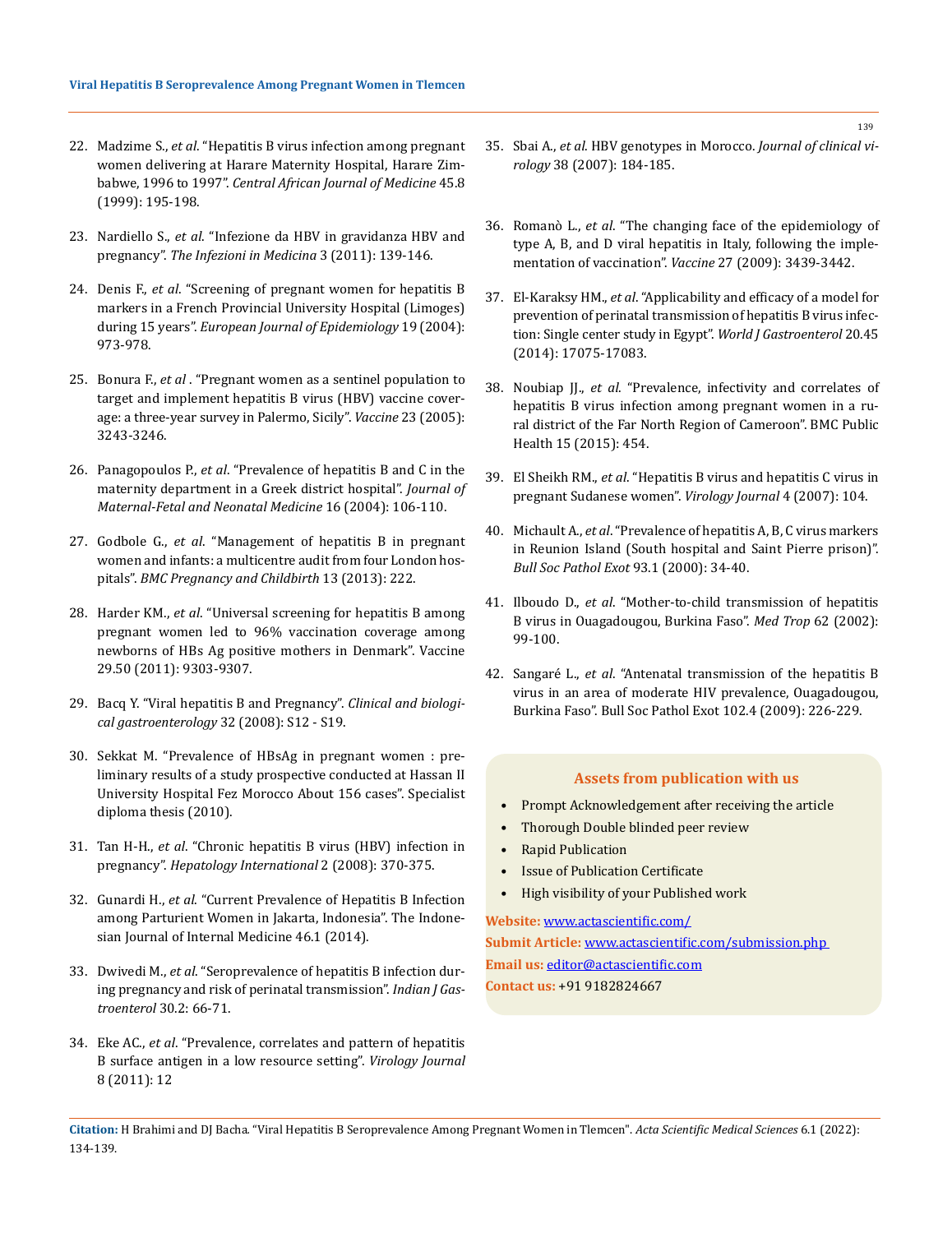22. Madzime S., *et al*. "Hepatitis B virus infection among pregnant women delivering at Harare Maternity Hospital, Harare Zimbabwe, 1996 to 1997". *Central African Journal of Medicine* 45.8 (1999): 195-198.

23. Nardiello S., *et al*. "Infezione da HBV in gravidanza HBV and pregnancy". *The Infezioni in Medicina* 3 (2011): 139-146.

24. Denis F., *et al*. "Screening of pregnant women for hepatitis B markers in a French Provincial University Hospital (Limoges) during 15 years". *European Journal of Epidemiology* 19 (2004): 973-978.

25. Bonura F., *et al* . "Pregnant women as a sentinel population to target and implement hepatitis B virus (HBV) vaccine coverage: a three-year survey in Palermo, Sicily". *Vaccine* 23 (2005): 3243-3246.

26. Panagopoulos P., *et al*. "Prevalence of hepatitis B and C in the maternity department in a Greek district hospital". *Journal of Maternal-Fetal and Neonatal Medicine* 16 (2004): 106-110.

27. Godbole G., *et al*. "Management of hepatitis B in pregnant women and infants: a multicentre audit from four London hospitals". *BMC Pregnancy and Childbirth* 13 (2013): 222.

28. Harder KM., *et al*. "Universal screening for hepatitis B among pregnant women led to 96% vaccination coverage among newborns of HBs Ag positive mothers in Denmark". Vaccine 29.50 (2011): 9303-9307.

29. Bacq Y. "Viral hepatitis B and Pregnancy". *Clinical and biological gastroenterology* 32 (2008): S12 - S19.

30. Sekkat M. "Prevalence of HBsAg in pregnant women : preliminary results of a study prospective conducted at Hassan II University Hospital Fez Morocco About 156 cases". Specialist diploma thesis (2010).

31. Tan H-H., *et al*. "Chronic hepatitis B virus (HBV) infection in pregnancy". *Hepatology International* 2 (2008): 370-375.

32. Gunardi H., *et al.* "Current Prevalence of Hepatitis B Infection among Parturient Women in Jakarta, Indonesia". The Indonesian Journal of Internal Medicine 46.1 (2014).

33. Dwivedi M., *et al*. "Seroprevalence of hepatitis B infection during pregnancy and risk of perinatal transmission". *Indian J Gastroenterol* 30.2: 66-71.

34. Eke AC., *et al*. "Prevalence, correlates and pattern of hepatitis B surface antigen in a low resource setting". *Virology Journal* 8 (2011): 12

35. Sbai A., *et al*. HBV genotypes in Morocco. *Journal of clinical virology* 38 (2007): 184-185.

36. Romanò L., *et al*. "The changing face of the epidemiology of type A, B, and D viral hepatitis in Italy, following the implementation of vaccination". *Vaccine* 27 (2009): 3439-3442.

37. El-Karaksy HM., *et al*. "Applicability and efficacy of a model for prevention of perinatal transmission of hepatitis B virus infection: Single center study in Egypt". *World J Gastroenterol* 20.45 (2014): 17075-17083.

38. Noubiap JJ., *et al*. "Prevalence, infectivity and correlates of hepatitis B virus infection among pregnant women in a rural district of the Far North Region of Cameroon". BMC Public Health 15 (2015): 454.

39. El Sheikh RM., *et al*. "Hepatitis B virus and hepatitis C virus in pregnant Sudanese women". *Virology Journal* 4 (2007): 104.

40. Michault A., *et al*. "Prevalence of hepatitis A, B, C virus markers in Reunion Island (South hospital and Saint Pierre prison)". *Bull Soc Pathol Exot* 93.1 (2000): 34-40.

41. Ilboudo D., *et al*. "Mother-to-child transmission of hepatitis B virus in Ouagadougou, Burkina Faso". *Med Trop* 62 (2002): 99-100.

42. Sangaré L., *et al*. "Antenatal transmission of the hepatitis B virus in an area of moderate HIV prevalence, Ouagadougou, Burkina Faso". Bull Soc Pathol Exot 102.4 (2009): 226-229.

**Assets from publication with us**

- Prompt Acknowledgement after receiving the article
- Thorough Double blinded peer review
- Rapid Publication
- Issue of Publication Certificate
- High visibility of your Published work

**Website:** www.actascientific.com/

**Submit Article:** www.actascientific.com/submission.php

**Email us:** editor@actascientific.com

**Contact us:** +91 9182824667